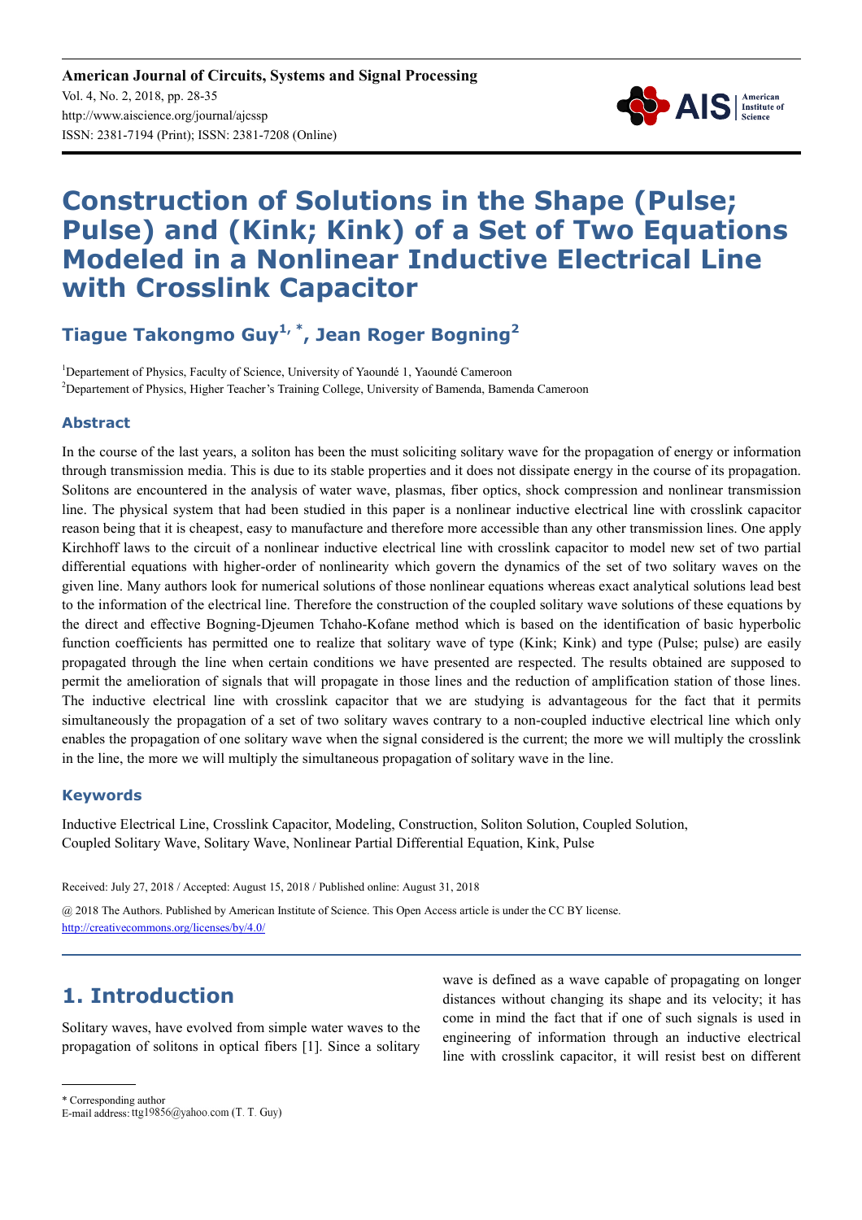# Construction of Solutions in the Shape (Pulse; Pulse) and (Kink; Kink) of a Set of Two Equations Modeled in a Nonlinear Inductive Electrical Line with Crosslink Capacitor

**Tiague Takongmo Guy[1, *], Jean Roger Bogning[2]**

[1]Departement of Physics, Faculty of Science, University of Yaoundé 1, Yaoundé Cameroon

[2]Departement of Physics, Higher Teacher's Training College, University of Bamenda, Bamenda Cameroon

## Abstract

In the course of the last years, a soliton has been the must soliciting solitary wave for the propagation of energy or information through transmission media. This is due to its stable properties and it does not dissipate energy in the course of its propagation. Solitons are encountered in the analysis of water wave, plasmas, fiber optics, shock compression and nonlinear transmission line. The physical system that had been studied in this paper is a nonlinear inductive electrical line with crosslink capacitor reason being that it is cheapest, easy to manufacture and therefore more accessible than any other transmission lines. One apply Kirchhoff laws to the circuit of a nonlinear inductive electrical line with crosslink capacitor to model new set of two partial differential equations with higher-order of nonlinearity which govern the dynamics of the set of two solitary waves on the given line. Many authors look for numerical solutions of those nonlinear equations whereas exact analytical solutions lead best to the information of the electrical line. Therefore the construction of the coupled solitary wave solutions of these equations by the direct and effective Bogning-Djeumen Tchaho-Kofane method which is based on the identification of basic hyperbolic function coefficients has permitted one to realize that solitary wave of type (Kink; Kink) and type (Pulse; pulse) are easily propagated through the line when certain conditions we have presented are respected. The results obtained are supposed to permit the amelioration of signals that will propagate in those lines and the reduction of amplification station of those lines. The inductive electrical line with crosslink capacitor that we are studying is advantageous for the fact that it permits simultaneously the propagation of a set of two solitary waves contrary to a non-coupled inductive electrical line which only enables the propagation of one solitary wave when the signal considered is the current; the more we will multiply the crosslink in the line, the more we will multiply the simultaneous propagation of solitary wave in the line.

## Keywords

Inductive Electrical Line, Crosslink Capacitor, Modeling, Construction, Soliton Solution, Coupled Solution, Coupled Solitary Wave, Solitary Wave, Nonlinear Partial Differential Equation, Kink, Pulse

Received: July 27, 2018 / Accepted: August 15, 2018 / Published online: August 31, 2018

@ 2018 The Authors. Published by American Institute of Science. This Open Access article is under the CC BY license. http://creativecommons.org/licenses/by/4.0/

## 1. Introduction

Solitary waves, have evolved from simple water waves to the propagation of solitons in optical fibers [1]. Since a solitary wave is defined as a wave capable of propagating on longer distances without changing its shape and its velocity; it has come in mind the fact that if one of such signals is used in engineering of information through an inductive electrical line with crosslink capacitor, it will resist best on different

\* Corresponding author

E-mail address: ttg19856@yahoo.com (T. T. Guy)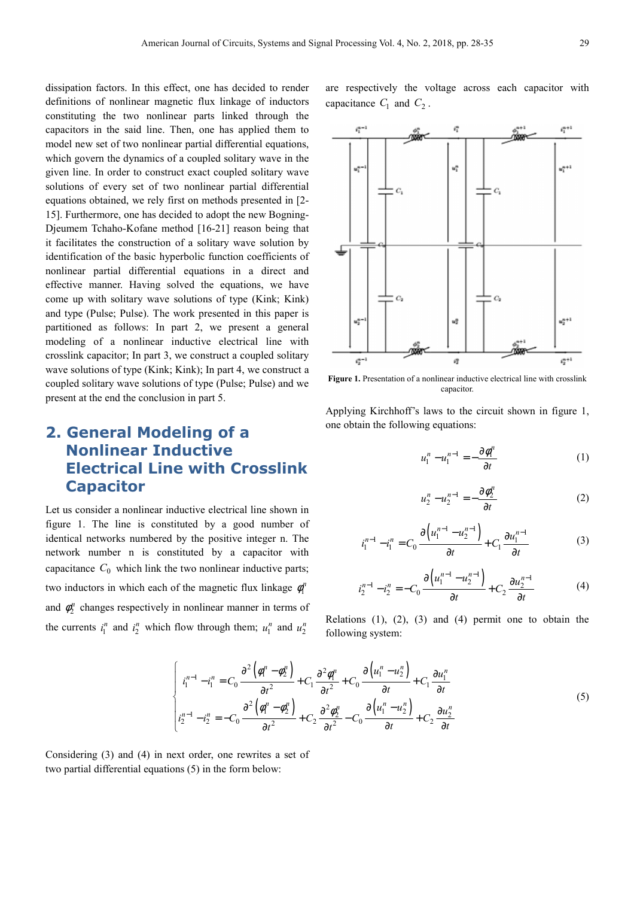dissipation factors. In this effect, one has decided to render definitions of nonlinear magnetic flux linkage of inductors constituting the two nonlinear parts linked through the capacitors in the said line. Then, one has applied them to model new set of two nonlinear partial differential equations, which govern the dynamics of a coupled solitary wave in the given line. In order to construct exact coupled solitary wave solutions of every set of two nonlinear partial differential equations obtained, we rely first on methods presented in [2-15]. Furthermore, one has decided to adopt the new Bogning-Djeumem Tchaho-Kofane method [16-21] reason being that it facilitates the construction of a solitary wave solution by identification of the basic hyperbolic function coefficients of nonlinear partial differential equations in a direct and effective manner. Having solved the equations, we have come up with solitary wave solutions of type (Kink; Kink) and type (Pulse; Pulse). The work presented in this paper is partitioned as follows: In part 2, we present a general modeling of a nonlinear inductive electrical line with crosslink capacitor; In part 3, we construct a coupled solitary wave solutions of type (Kink; Kink); In part 4, we construct a coupled solitary wave solutions of type (Pulse; Pulse) and we present at the end the conclusion in part 5.

## 2. General Modeling of a Nonlinear Inductive Electrical Line with Crosslink Capacitor

Let us consider a nonlinear inductive electrical line shown in figure 1. The line is constituted by a good number of identical networks numbered by the positive integer n. The network number n is constituted by a capacitor with capacitance $C_0$ which link the two nonlinear inductive parts; two inductors in which each of the magnetic flux linkage $\varphi_1^n$ and $\varphi_2^n$ changes respectively in nonlinear manner in terms of the currents $i_1^n$ and $i_2^n$ which flow through them; $u_1^n$ and $u_2^n$ are respectively the voltage across each capacitor with capacitance $C_1$ and $C_2$.

**Figure 1.** Presentation of a nonlinear inductive electrical line with crosslink capacitor.

Applying Kirchhoff's laws to the circuit shown in figure 1, one obtain the following equations:

$$u_1^n - u_1^{n-1} = -\frac{\partial \varphi_1^n}{\partial t} \tag{1}$$

$$u_2^n - u_2^{n-1} = -\frac{\partial \varphi_2^n}{\partial t} \tag{2}$$

$$i_1^{n-1} - i_1^n = C_0 \frac{\partial \left(u_1^{n-1} - u_2^{n-1}\right)}{\partial t} + C_1 \frac{\partial u_1^{n-1}}{\partial t} \tag{3}$$

$$i_2^{n-1} - i_2^n = -C_0 \frac{\partial \left(u_1^{n-1} - u_2^{n-1}\right)}{\partial t} + C_2 \frac{\partial u_2^{n-1}}{\partial t} \tag{4}$$

Relations (1), (2), (3) and (4) permit one to obtain the following system:

$$\begin{cases} i_1^{n-1} - i_1^n = C_0 \dfrac{\partial^2 \left(\varphi_1^n - \varphi_2^n\right)}{\partial t^2} + C_1 \dfrac{\partial^2 \varphi_1^n}{\partial t^2} + C_0 \dfrac{\partial \left(u_1^n - u_2^n\right)}{\partial t} + C_1 \dfrac{\partial u_1^n}{\partial t} \\ i_2^{n-1} - i_2^n = -C_0 \dfrac{\partial^2 \left(\varphi_1^n - \varphi_2^n\right)}{\partial t^2} + C_2 \dfrac{\partial^2 \varphi_2^n}{\partial t^2} - C_0 \dfrac{\partial \left(u_1^n - u_2^n\right)}{\partial t} + C_2 \dfrac{\partial u_2^n}{\partial t} \end{cases} \tag{5}$$

Considering (3) and (4) in next order, one rewrites a set of two partial differential equations (5) in the form below: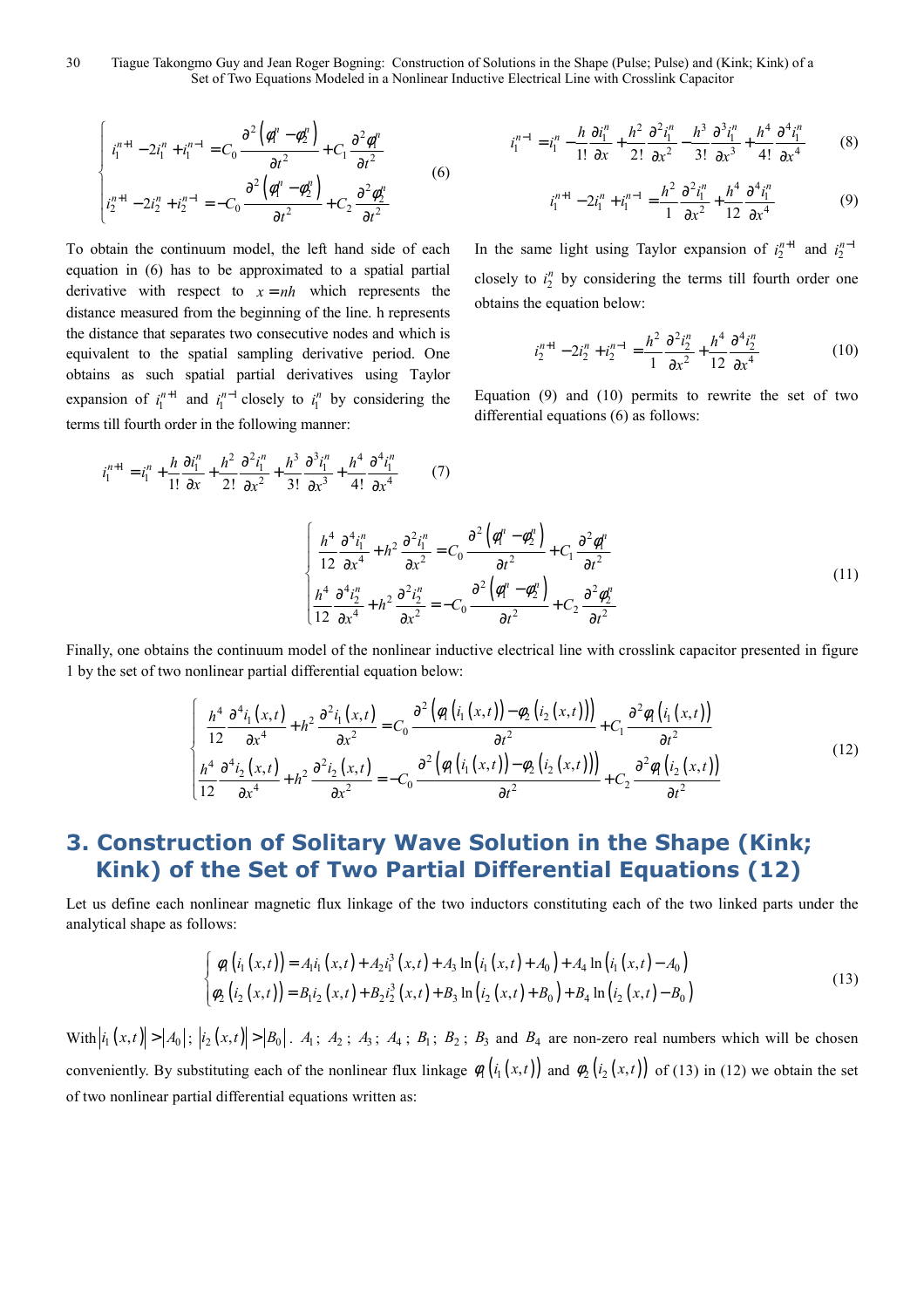$$\begin{cases} i_1^{n+1} - 2i_1^n + i_1^{n-1} = C_0 \dfrac{\partial^2 \left(\varphi_1^n - \varphi_2^n\right)}{\partial t^2} + C_1 \dfrac{\partial^2 \varphi_1^n}{\partial t^2} \\ i_2^{n+1} - 2i_2^n + i_2^{n-1} = -C_0 \dfrac{\partial^2 \left(\varphi_1^n - \varphi_2^n\right)}{\partial t^2} + C_2 \dfrac{\partial^2 \varphi_2^n}{\partial t^2} \end{cases} \tag{6}$$

To obtain the continuum model, the left hand side of each equation in (6) has to be approximated to a spatial partial derivative with respect to $x = nh$ which represents the distance measured from the beginning of the line. h represents the distance that separates two consecutive nodes and which is equivalent to the spatial sampling derivative period. One obtains as such spatial partial derivatives using Taylor expansion of $i_1^{n+1}$ and $i_1^{n-1}$ closely to $i_1^n$ by considering the terms till fourth order in the following manner:

$$i_1^{n+1} = i_1^n + \frac{h}{1!}\frac{\partial i_1^n}{\partial x} + \frac{h^2}{2!}\frac{\partial^2 i_1^n}{\partial x^2} + \frac{h^3}{3!}\frac{\partial^3 i_1^n}{\partial x^3} + \frac{h^4}{4!}\frac{\partial^4 i_1^n}{\partial x^4} \tag{7}$$

$$i_1^{n-1} = i_1^n - \frac{h}{1!}\frac{\partial i_1^n}{\partial x} + \frac{h^2}{2!}\frac{\partial^2 i_1^n}{\partial x^2} - \frac{h^3}{3!}\frac{\partial^3 i_1^n}{\partial x^3} + \frac{h^4}{4!}\frac{\partial^4 i_1^n}{\partial x^4} \tag{8}$$

$$i_1^{n+1} - 2i_1^n + i_1^{n-1} = \frac{h^2}{1}\frac{\partial^2 i_1^n}{\partial x^2} + \frac{h^4}{12}\frac{\partial^4 i_1^n}{\partial x^4} \tag{9}$$

In the same light using Taylor expansion of $i_2^{n+1}$ and $i_2^{n-1}$ closely to $i_2^n$ by considering the terms till fourth order one obtains the equation below:

$$i_2^{n+1} - 2i_2^n + i_2^{n-1} = \frac{h^2}{1}\frac{\partial^2 i_2^n}{\partial x^2} + \frac{h^4}{12}\frac{\partial^4 i_2^n}{\partial x^4} \tag{10}$$

Equation (9) and (10) permits to rewrite the set of two differential equations (6) as follows:

$$\begin{cases} \dfrac{h^4}{12}\dfrac{\partial^4 i_1^n}{\partial x^4} + h^2 \dfrac{\partial^2 i_1^n}{\partial x^2} = C_0 \dfrac{\partial^2 \left(\varphi_1^n - \varphi_2^n\right)}{\partial t^2} + C_1 \dfrac{\partial^2 \varphi_1^n}{\partial t^2} \\ \dfrac{h^4}{12}\dfrac{\partial^4 i_2^n}{\partial x^4} + h^2 \dfrac{\partial^2 i_2^n}{\partial x^2} = -C_0 \dfrac{\partial^2 \left(\varphi_1^n - \varphi_2^n\right)}{\partial t^2} + C_2 \dfrac{\partial^2 \varphi_2^n}{\partial t^2} \end{cases} \tag{11}$$

Finally, one obtains the continuum model of the nonlinear inductive electrical line with crosslink capacitor presented in figure 1 by the set of two nonlinear partial differential equation below:

$$\begin{cases} \dfrac{h^4}{12}\dfrac{\partial^4 i_1(x,t)}{\partial x^4} + h^2 \dfrac{\partial^2 i_1(x,t)}{\partial x^2} = C_0 \dfrac{\partial^2 \left(\varphi_1\left(i_1(x,t)\right) - \varphi_2\left(i_2(x,t)\right)\right)}{\partial t^2} + C_1 \dfrac{\partial^2 \varphi_1\left(i_1(x,t)\right)}{\partial t^2} \\ \dfrac{h^4}{12}\dfrac{\partial^4 i_2(x,t)}{\partial x^4} + h^2 \dfrac{\partial^2 i_2(x,t)}{\partial x^2} = -C_0 \dfrac{\partial^2 \left(\varphi_1\left(i_1(x,t)\right) - \varphi_2\left(i_2(x,t)\right)\right)}{\partial t^2} + C_2 \dfrac{\partial^2 \varphi_1\left(i_2(x,t)\right)}{\partial t^2} \end{cases} \tag{12}$$

## 3. Construction of Solitary Wave Solution in the Shape (Kink; Kink) of the Set of Two Partial Differential Equations (12)

Let us define each nonlinear magnetic flux linkage of the two inductors constituting each of the two linked parts under the analytical shape as follows:

$$\begin{cases} \varphi_1\left(i_1(x,t)\right) = A_1 i_1(x,t) + A_2 i_1^3(x,t) + A_3 \ln\left(i_1(x,t) + A_0\right) + A_4 \ln\left(i_1(x,t) - A_0\right) \\ \varphi_2\left(i_2(x,t)\right) = B_1 i_2(x,t) + B_2 i_2^3(x,t) + B_3 \ln\left(i_2(x,t) + B_0\right) + B_4 \ln\left(i_2(x,t) - B_0\right) \end{cases} \tag{13}$$

With $\left|i_1(x,t)\right| > \left|A_0\right|$; $\left|i_2(x,t)\right| > \left|B_0\right|$. $A_1$; $A_2$; $A_3$; $A_4$; $B_1$; $B_2$; $B_3$ and $B_4$ are non-zero real numbers which will be chosen conveniently. By substituting each of the nonlinear flux linkage $\varphi_1\left(i_1(x,t)\right)$ and $\varphi_2\left(i_2(x,t)\right)$ of (13) in (12) we obtain the set of two nonlinear partial differential equations written as: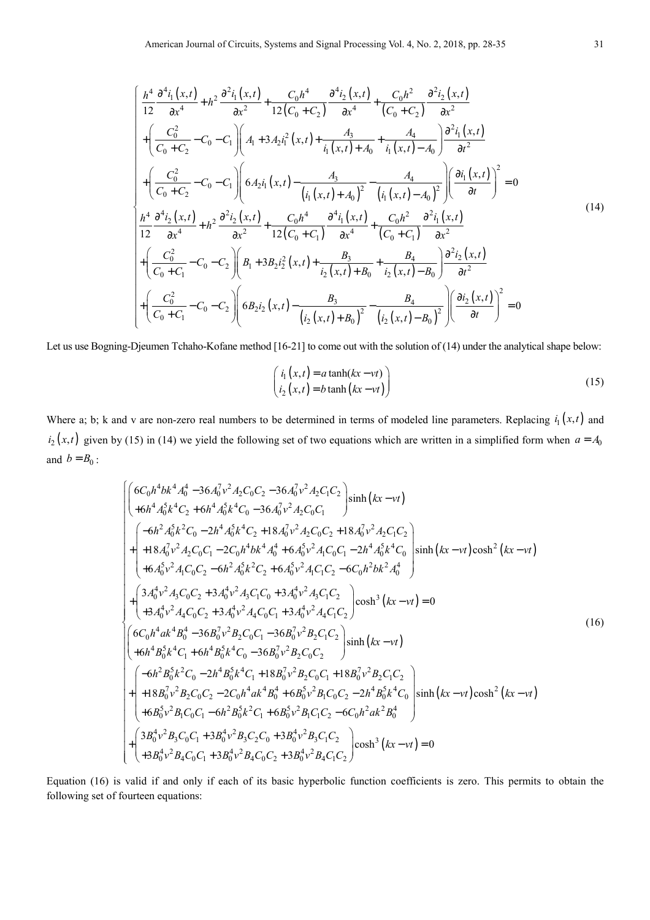$$
\begin{cases}
\dfrac{h^4}{12}\dfrac{\partial^4 i_1(x,t)}{\partial x^4}+h^2\dfrac{\partial^2 i_1(x,t)}{\partial x^2}+\dfrac{C_0h^4}{12(C_0+C_2)}\dfrac{\partial^4 i_2(x,t)}{\partial x^4}+\dfrac{C_0h^2}{(C_0+C_2)}\dfrac{\partial^2 i_2(x,t)}{\partial x^2}\\
+\left(\dfrac{C_0^2}{C_0+C_2}-C_0-C_1\right)\left(A_1+3A_2i_1^2(x,t)+\dfrac{A_3}{i_1(x,t)+A_0}+\dfrac{A_4}{i_1(x,t)-A_0}\right)\dfrac{\partial^2 i_1(x,t)}{\partial t^2}\\
+\left(\dfrac{C_0^2}{C_0+C_2}-C_0-C_1\right)\left(6A_2i_1(x,t)-\dfrac{A_3}{\left(i_1(x,t)+A_0\right)^2}-\dfrac{A_4}{\left(i_1(x,t)-A_0\right)^2}\right)\left(\dfrac{\partial i_1(x,t)}{\partial t}\right)^2=0\\
\dfrac{h^4}{12}\dfrac{\partial^4 i_2(x,t)}{\partial x^4}+h^2\dfrac{\partial^2 i_2(x,t)}{\partial x^2}+\dfrac{C_0h^4}{12(C_0+C_1)}\dfrac{\partial^4 i_1(x,t)}{\partial x^4}+\dfrac{C_0h^2}{(C_0+C_1)}\dfrac{\partial^2 i_1(x,t)}{\partial x^2}\\
+\left(\dfrac{C_0^2}{C_0+C_1}-C_0-C_2\right)\left(B_1+3B_2i_2^2(x,t)+\dfrac{B_3}{i_2(x,t)+B_0}+\dfrac{B_4}{i_2(x,t)-B_0}\right)\dfrac{\partial^2 i_2(x,t)}{\partial t^2}\\
+\left(\dfrac{C_0^2}{C_0+C_1}-C_0-C_2\right)\left(6B_2i_2(x,t)-\dfrac{B_3}{\left(i_2(x,t)+B_0\right)^2}-\dfrac{B_4}{\left(i_2(x,t)-B_0\right)^2}\right)\left(\dfrac{\partial i_2(x,t)}{\partial t}\right)^2=0
\end{cases}
\tag{14}
$$

Let us use Bogning-Djeumen Tchaho-Kofane method [16-21] to come out with the solution of (14) under the analytical shape below:

$$
\begin{pmatrix}
i_1(x,t)=a\tanh(kx-vt)\\
i_2(x,t)=b\tanh(kx-vt)
\end{pmatrix}
\tag{15}
$$

Where a; b; k and v are non-zero real numbers to be determined in terms of modeled line parameters. Replacing $i_1(x,t)$ and $i_2(x,t)$ given by (15) in (14) we yield the following set of two equations which are written in a simplified form when $a=A_0$ and $b=B_0$:

$$
\begin{cases}
\begin{pmatrix}6C_0h^4bk^4A_0^4-36A_0^7v^2A_2C_0C_2-36A_0^7v^2A_2C_1C_2\\+6h^4A_0^5k^4C_2+6h^4A_0^5k^4C_0-36A_0^7v^2A_2C_0C_1\end{pmatrix}\sinh(kx-vt)\\
+\begin{pmatrix}-6h^2A_0^5k^2C_0-2h^4A_0^5k^4C_2+18A_0^7v^2A_2C_0C_2+18A_0^7v^2A_2C_1C_2\\+18A_0^7v^2A_2C_0C_1-2C_0h^4bk^4A_0^4+6A_0^5v^2A_1C_0C_1-2h^4A_0^5k^4C_0\\+6A_0^5v^2A_1C_0C_2-6h^2A_0^5k^2C_2+6A_0^5v^2A_1C_1C_2-6C_0h^2bk^2A_0^4\end{pmatrix}\sinh(kx-vt)\cosh^2(kx-vt)\\
+\begin{pmatrix}3A_0^4v^2A_3C_0C_2+3A_0^4v^2A_3C_1C_0+3A_0^4v^2A_3C_1C_2\\+3A_0^4v^2A_4C_0C_2+3A_0^4v^2A_4C_0C_1+3A_0^4v^2A_4C_1C_2\end{pmatrix}\cosh^3(kx-vt)=0\\
\begin{pmatrix}6C_0h^4ak^4B_0^4-36B_0^7v^2B_2C_0C_1-36B_0^7v^2B_2C_1C_2\\+6h^4B_0^5k^4C_1+6h^4B_0^5k^4C_0-36B_0^7v^2B_2C_0C_2\end{pmatrix}\sinh(kx-vt)\\
+\begin{pmatrix}-6h^2B_0^5k^2C_0-2h^4B_0^5k^4C_1+18B_0^7v^2B_2C_0C_1+18B_0^7v^2B_2C_1C_2\\+18B_0^7v^2B_2C_0C_2-2C_0h^4ak^4B_0^4+6B_0^5v^2B_1C_0C_2-2h^4B_0^5k^4C_0\\+6B_0^5v^2B_1C_0C_1-6h^2B_0^5k^2C_1+6B_0^5v^2B_1C_1C_2-6C_0h^2ak^2B_0^4\end{pmatrix}\sinh(kx-vt)\cosh^2(kx-vt)\\
+\begin{pmatrix}3B_0^4v^2B_3C_0C_1+3B_0^4v^2B_3C_2C_0+3B_0^4v^2B_3C_1C_2\\+3B_0^4v^2B_4C_0C_1+3B_0^4v^2B_4C_0C_2+3B_0^4v^2B_4C_1C_2\end{pmatrix}\cosh^3(kx-vt)=0
\end{cases}
\tag{16}
$$

Equation (16) is valid if and only if each of its basic hyperbolic function coefficients is zero. This permits to obtain the following set of fourteen equations: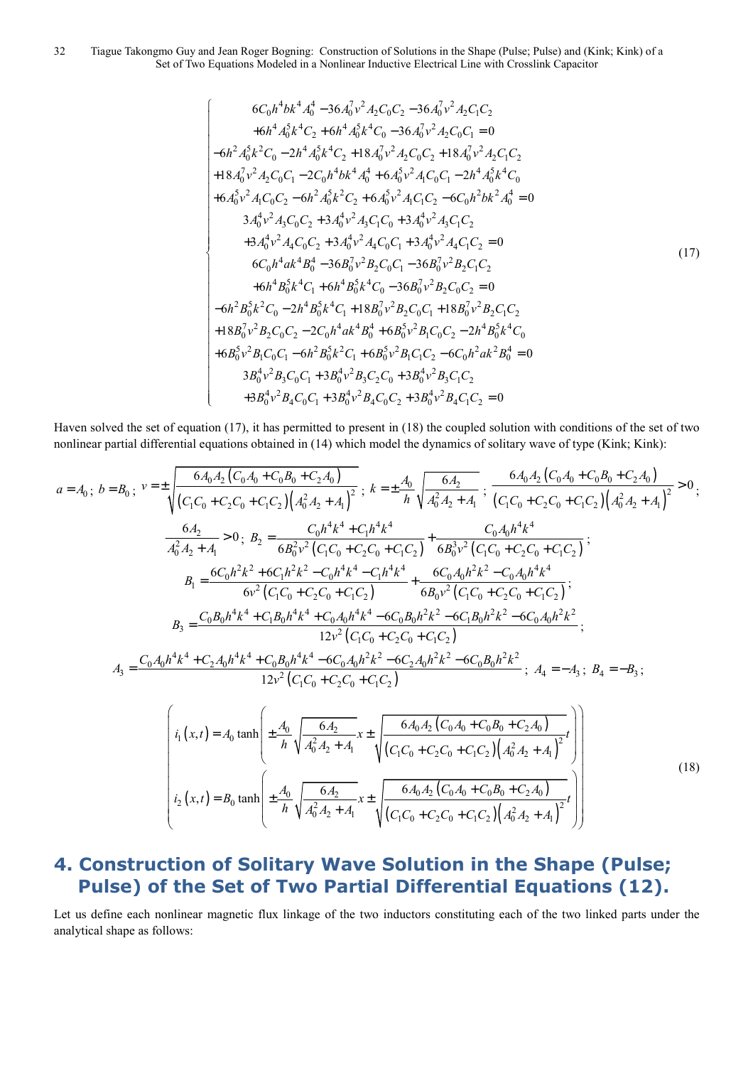$$
\left\{
\begin{array}{l}
6C_0h^4bk^4A_0^4 - 36A_0^7v^2A_2C_0C_2 - 36A_0^7v^2A_2C_1C_2 \\
+6h^4A_0^5k^4C_2 + 6h^4A_0^5k^4C_0 - 36A_0^7v^2A_2C_0C_1 = 0 \\
-6h^2A_0^5k^2C_0 - 2h^4A_0^5k^4C_2 + 18A_0^7v^2A_2C_0C_2 + 18A_0^7v^2A_2C_1C_2 \\
+18A_0^7v^2A_2C_0C_1 - 2C_0h^4bk^4A_0^4 + 6A_0^5v^2A_1C_0C_1 - 2h^4A_0^5k^4C_0 \\
+6A_0^5v^2A_1C_0C_2 - 6h^2A_0^5k^2C_2 + 6A_0^5v^2A_1C_1C_2 - 6C_0h^2bk^2A_0^4 = 0 \\
3A_0^4v^2A_3C_0C_2 + 3A_0^4v^2A_3C_1C_0 + 3A_0^4v^2A_3C_1C_2 \\
+3A_0^4v^2A_4C_0C_2 + 3A_0^4v^2A_4C_0C_1 + 3A_0^4v^2A_4C_1C_2 = 0 \\
6C_0h^4ak^4B_0^4 - 36B_0^7v^2B_2C_0C_1 - 36B_0^7v^2B_2C_1C_2 \\
+6h^4B_0^5k^4C_1 + 6h^4B_0^5k^4C_0 - 36B_0^7v^2B_2C_0C_2 = 0 \\
-6h^2B_0^5k^2C_0 - 2h^4B_0^5k^4C_1 + 18B_0^7v^2B_2C_0C_1 + 18B_0^7v^2B_2C_1C_2 \\
+18B_0^7v^2B_2C_0C_2 - 2C_0h^4ak^4B_0^4 + 6B_0^5v^2B_1C_0C_2 - 2h^4B_0^5k^4C_0 \\
+6B_0^5v^2B_1C_0C_1 - 6h^2B_0^5k^2C_1 + 6B_0^5v^2B_1C_1C_2 - 6C_0h^2ak^2B_0^4 = 0 \\
3B_0^4v^2B_3C_0C_1 + 3B_0^4v^2B_3C_2C_0 + 3B_0^4v^2B_3C_1C_2 \\
+3B_0^4v^2B_4C_0C_1 + 3B_0^4v^2B_4C_0C_2 + 3B_0^4v^2B_4C_1C_2 = 0
\end{array}
\right.
\tag{17}
$$

Haven solved the set of equation (17), it has permitted to present in (18) the coupled solution with conditions of the set of two nonlinear partial differential equations obtained in (14) which model the dynamics of solitary wave of type (Kink; Kink):

$$
a = A_0;\; b = B_0;\; v = \pm\sqrt{\frac{6A_0A_2\left(C_0A_0 + C_0B_0 + C_2A_0\right)}{\left(C_1C_0 + C_2C_0 + C_1C_2\right)\left(A_0^2A_2 + A_1\right)^2}};\; k = \pm\frac{A_0}{h}\sqrt{\frac{6A_2}{A_0^2A_2 + A_1}};\; \frac{6A_0A_2\left(C_0A_0 + C_0B_0 + C_2A_0\right)}{\left(C_1C_0 + C_2C_0 + C_1C_2\right)\left(A_0^2A_2 + A_1\right)^2} > 0;
$$

$$
\frac{6A_2}{A_0^2A_2 + A_1} > 0;\; B_2 = \frac{C_0h^4k^4 + C_1h^4k^4}{6B_0^2v^2\left(C_1C_0 + C_2C_0 + C_1C_2\right)} + \frac{C_0A_0h^4k^4}{6B_0^3v^2\left(C_1C_0 + C_2C_0 + C_1C_2\right)};
$$

$$
B_1 = \frac{6C_0h^2k^2 + 6C_1h^2k^2 - C_0h^4k^4 - C_1h^4k^4}{6v^2\left(C_1C_0 + C_2C_0 + C_1C_2\right)} + \frac{6C_0A_0h^2k^2 - C_0A_0h^4k^4}{6B_0v^2\left(C_1C_0 + C_2C_0 + C_1C_2\right)};
$$

$$
B_3 = \frac{C_0B_0h^4k^4 + C_1B_0h^4k^4 + C_0A_0h^4k^4 - 6C_0B_0h^2k^2 - 6C_1B_0h^2k^2 - 6C_0A_0h^2k^2}{12v^2\left(C_1C_0 + C_2C_0 + C_1C_2\right)};
$$

$$
A_3 = \frac{C_0A_0h^4k^4 + C_2A_0h^4k^4 + C_0B_0h^4k^4 - 6C_0A_0h^2k^2 - 6C_2A_0h^2k^2 - 6C_0B_0h^2k^2}{12v^2\left(C_1C_0 + C_2C_0 + C_1C_2\right)};\; A_4 = -A_3;\; B_4 = -B_3;
$$

$$
\begin{pmatrix}
i_1(x,t) = A_0\tanh\left(\pm\dfrac{A_0}{h}\sqrt{\dfrac{6A_2}{A_0^2A_2 + A_1}}x \pm \sqrt{\dfrac{6A_0A_2\left(C_0A_0 + C_0B_0 + C_2A_0\right)}{\left(C_1C_0 + C_2C_0 + C_1C_2\right)\left(A_0^2A_2 + A_1\right)^2}}t\right) \\
i_2(x,t) = B_0\tanh\left(\pm\dfrac{A_0}{h}\sqrt{\dfrac{6A_2}{A_0^2A_2 + A_1}}x \pm \sqrt{\dfrac{6A_0A_2\left(C_0A_0 + C_0B_0 + C_2A_0\right)}{\left(C_1C_0 + C_2C_0 + C_1C_2\right)\left(A_0^2A_2 + A_1\right)^2}}t\right)
\end{pmatrix}
\tag{18}
$$

## 4. Construction of Solitary Wave Solution in the Shape (Pulse; Pulse) of the Set of Two Partial Differential Equations (12).

Let us define each nonlinear magnetic flux linkage of the two inductors constituting each of the two linked parts under the analytical shape as follows: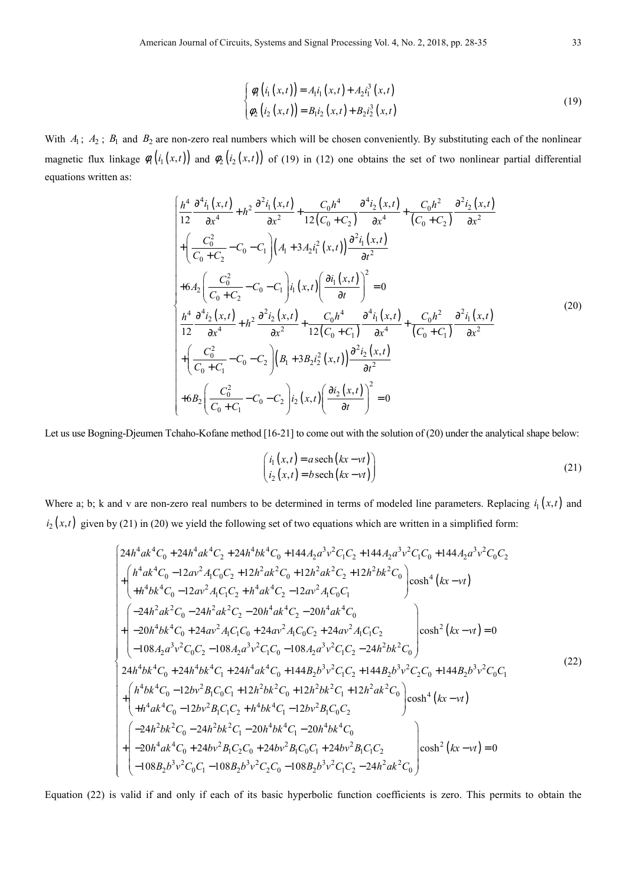$$
\begin{cases}
\phi_1\left(i_1(x,t)\right) = A_1 i_1(x,t) + A_2 i_1^3(x,t) \\
\phi_2\left(i_2(x,t)\right) = B_1 i_2(x,t) + B_2 i_2^3(x,t)
\end{cases}
\tag{19}
$$

With $A_1$; $A_2$; $B_1$ and $B_2$ are non-zero real numbers which will be chosen conveniently. By substituting each of the nonlinear magnetic flux linkage $\phi_1\left(i_1(x,t)\right)$ and $\phi_2\left(i_2(x,t)\right)$ of (19) in (12) one obtains the set of two nonlinear partial differential equations written as:

$$
\begin{cases}
\dfrac{h^4}{12}\dfrac{\partial^4 i_1(x,t)}{\partial x^4} + h^2\dfrac{\partial^2 i_1(x,t)}{\partial x^2} + \dfrac{C_0 h^4}{12(C_0+C_2)}\dfrac{\partial^4 i_2(x,t)}{\partial x^4} + \dfrac{C_0 h^2}{(C_0+C_2)}\dfrac{\partial^2 i_2(x,t)}{\partial x^2} \\
+\left(\dfrac{C_0^2}{C_0+C_2} - C_0 - C_1\right)\left(A_1 + 3A_2 i_1^2(x,t)\right)\dfrac{\partial^2 i_1(x,t)}{\partial t^2} \\
+6A_2\left(\dfrac{C_0^2}{C_0+C_2} - C_0 - C_1\right) i_1(x,t)\left(\dfrac{\partial i_1(x,t)}{\partial t}\right)^2 = 0 \\
\dfrac{h^4}{12}\dfrac{\partial^4 i_2(x,t)}{\partial x^4} + h^2\dfrac{\partial^2 i_2(x,t)}{\partial x^2} + \dfrac{C_0 h^4}{12(C_0+C_1)}\dfrac{\partial^4 i_1(x,t)}{\partial x^4} + \dfrac{C_0 h^2}{(C_0+C_1)}\dfrac{\partial^2 i_1(x,t)}{\partial x^2} \\
+\left(\dfrac{C_0^2}{C_0+C_1} - C_0 - C_2\right)\left(B_1 + 3B_2 i_2^2(x,t)\right)\dfrac{\partial^2 i_2(x,t)}{\partial t^2} \\
+6B_2\left(\dfrac{C_0^2}{C_0+C_1} - C_0 - C_2\right) i_2(x,t)\left(\dfrac{\partial i_2(x,t)}{\partial t}\right)^2 = 0
\end{cases}
\tag{20}
$$

Let us use Bogning-Djeumen Tchaho-Kofane method [16-21] to come out with the solution of (20) under the analytical shape below:

$$
\begin{pmatrix}
i_1(x,t) = a\,\mathrm{sech}(kx - vt) \\
i_2(x,t) = b\,\mathrm{sech}(kx - vt)
\end{pmatrix}
\tag{21}
$$

Where a; b; k and v are non-zero real numbers to be determined in terms of modeled line parameters. Replacing $i_1(x,t)$ and $i_2(x,t)$ given by (21) in (20) we yield the following set of two equations which are written in a simplified form:

$$
\begin{cases}
24h^4ak^4C_0 + 24h^4ak^4C_2 + 24h^4bk^4C_0 + 144A_2a^3v^2C_1C_2 + 144A_2a^3v^2C_1C_0 + 144A_2a^3v^2C_0C_2 \\
+\begin{pmatrix} h^4ak^4C_0 - 12av^2A_1C_0C_2 + 12h^2ak^2C_0 + 12h^2ak^2C_2 + 12h^2bk^2C_0 \\ +h^4bk^4C_0 - 12av^2A_1C_1C_2 + h^4ak^4C_2 - 12av^2A_1C_0C_1 \end{pmatrix}\cosh^4(kx - vt) \\
+\begin{pmatrix} -24h^2ak^2C_0 - 24h^2ak^2C_2 - 20h^4ak^4C_2 - 20h^4ak^4C_0 \\ -20h^4bk^4C_0 + 24av^2A_1C_1C_0 + 24av^2A_1C_0C_2 + 24av^2A_1C_1C_2 \\ -108A_2a^3v^2C_0C_2 - 108A_2a^3v^2C_1C_0 - 108A_2a^3v^2C_1C_2 - 24h^2bk^2C_0 \end{pmatrix}\cosh^2(kx - vt) = 0 \\
24h^4bk^4C_0 + 24h^4bk^4C_1 + 24h^4ak^4C_0 + 144B_2b^3v^2C_1C_2 + 144B_2b^3v^2C_2C_0 + 144B_2b^3v^2C_0C_1 \\
+\begin{pmatrix} h^4bk^4C_0 - 12bv^2B_1C_0C_1 + 12h^2bk^2C_0 + 12h^2bk^2C_1 + 12h^2ak^2C_0 \\ +h^4ak^4C_0 - 12bv^2B_1C_1C_2 + h^4bk^4C_1 - 12bv^2B_1C_0C_2 \end{pmatrix}\cosh^4(kx - vt) \\
+\begin{pmatrix} -24h^2bk^2C_0 - 24h^2bk^2C_1 - 20h^4bk^4C_1 - 20h^4bk^4C_0 \\ -20h^4ak^4C_0 + 24bv^2B_1C_2C_0 + 24bv^2B_1C_0C_1 + 24bv^2B_1C_1C_2 \\ -108B_2b^3v^2C_0C_1 - 108B_2b^3v^2C_2C_0 - 108B_2b^3v^2C_1C_2 - 24h^2ak^2C_0 \end{pmatrix}\cosh^2(kx - vt) = 0
\end{cases}
\tag{22}
$$

Equation (22) is valid if and only if each of its basic hyperbolic function coefficients is zero. This permits to obtain the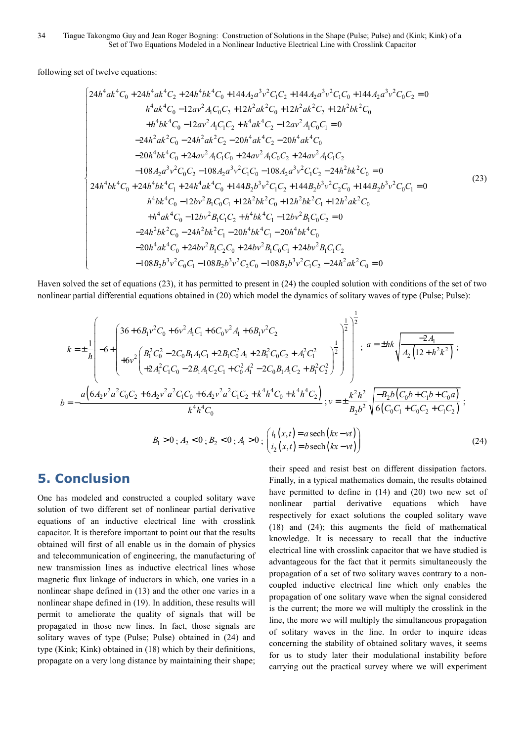following set of twelve equations:

$$
\begin{cases}
24h^4ak^4C_0 + 24h^4ak^4C_2 + 24h^4bk^4C_0 + 144A_2a^3v^2C_1C_2 + 144A_2a^3v^2C_1C_0 + 144A_2a^3v^2C_0C_2 = 0 \\
h^4ak^4C_0 - 12av^2A_1C_0C_2 + 12h^2ak^2C_0 + 12h^2ak^2C_2 + 12h^2bk^2C_0 \\
\quad + h^4bk^4C_0 - 12av^2A_1C_1C_2 + h^4ak^4C_2 - 12av^2A_1C_0C_1 = 0 \\
-24h^2ak^2C_0 - 24h^2ak^2C_2 - 20h^4ak^4C_2 - 20h^4ak^4C_0 \\
\quad - 20h^4bk^4C_0 + 24av^2A_1C_1C_0 + 24av^2A_1C_0C_2 + 24av^2A_1C_1C_2 \\
\quad - 108A_2a^3v^2C_0C_2 - 108A_2a^3v^2C_1C_0 - 108A_2a^3v^2C_1C_2 - 24h^2bk^2C_0 = 0 \\
24h^4bk^4C_0 + 24h^4bk^4C_1 + 24h^4ak^4C_0 + 144B_2b^3v^2C_1C_2 + 144B_2b^3v^2C_2C_0 + 144B_2b^3v^2C_0C_1 = 0 \\
h^4bk^4C_0 - 12bv^2B_1C_0C_1 + 12h^2bk^2C_0 + 12h^2bk^2C_1 + 12h^2ak^2C_0 \\
\quad + h^4ak^4C_0 - 12bv^2B_1C_1C_2 + h^4bk^4C_1 - 12bv^2B_1C_0C_2 = 0 \\
-24h^2bk^2C_0 - 24h^2bk^2C_1 - 20h^4bk^4C_1 - 20h^4bk^4C_0 \\
\quad - 20h^4ak^4C_0 + 24bv^2B_1C_2C_0 + 24bv^2B_1C_0C_1 + 24bv^2B_1C_1C_2 \\
\quad - 108B_2b^3v^2C_0C_1 - 108B_2b^3v^2C_2C_0 - 108B_2b^3v^2C_1C_2 - 24h^2ak^2C_0 = 0
\end{cases}
\tag{23}
$$

Haven solved the set of equations (23), it has permitted to present in (24) the coupled solution with conditions of the set of two nonlinear partial differential equations obtained in (20) which model the dynamics of solitary waves of type (Pulse; Pulse):

$$
k = \pm\frac{1}{h}\left(-6 + \left(\begin{array}{l} 36 + 6B_1v^2C_0 + 6v^2A_1C_1 + 6C_0v^2A_1 + 6B_1v^2C_2 \\ +6v^2\left(\begin{array}{l} B_1^2C_0^2 - 2C_0B_1A_1C_1 + 2B_1C_0^2A_1 + 2B_1^2C_0C_2 + A_1^2C_1^2 \\ +2A_1^2C_1C_0 - 2B_1A_1C_2C_1 + C_0^2A_1^2 - 2C_0B_1A_1C_2 + B_1^2C_2^2 \end{array}\right)^{\frac{1}{2}} \end{array}\right)^{\frac{1}{2}}\right)^{\frac{1}{2}} ;\; a = \pm hk\sqrt{\frac{-2A_1}{A_2\left(12 + h^2k^2\right)}} ;
$$

$$
b = -\frac{a\left(6A_2v^2a^2C_0C_2 + 6A_2v^2a^2C_1C_0 + 6A_2v^2a^2C_1C_2 + k^4h^4C_0 + k^4h^4C_2\right)}{k^4h^4C_0} ;\; v = \pm\frac{k^2h^2}{B_2b^2}\sqrt{\frac{-B_2b\left(C_0b + C_1b + C_0a\right)}{6\left(C_0C_1 + C_0C_2 + C_1C_2\right)}} ;
$$

$$
B_1 > 0 ;\; A_2 < 0 ;\; B_2 < 0 ;\; A_1 > 0 ;\; \begin{pmatrix} i_1(x,t) = a\,\mathrm{sech}(kx - vt) \\ i_2(x,t) = b\,\mathrm{sech}(kx - vt) \end{pmatrix} \tag{24}
$$

## 5. Conclusion

One has modeled and constructed a coupled solitary wave solution of two different set of nonlinear partial derivative equations of an inductive electrical line with crosslink capacitor. It is therefore important to point out that the results obtained will first of all enable us in the domain of physics and telecommunication of engineering, the manufacturing of new transmission lines as inductive electrical lines whose magnetic flux linkage of inductors in which, one varies in a nonlinear shape defined in (13) and the other one varies in a nonlinear shape defined in (19). In addition, these results will permit to ameliorate the quality of signals that will be propagated in those new lines. In fact, those signals are solitary waves of type (Pulse; Pulse) obtained in (24) and type (Kink; Kink) obtained in (18) which by their definitions, propagate on a very long distance by maintaining their shape; their speed and resist best on different dissipation factors. Finally, in a typical mathematics domain, the results obtained have permitted to define in (14) and (20) two new set of nonlinear partial derivative equations which have respectively for exact solutions the coupled solitary wave (18) and (24); this augments the field of mathematical knowledge. It is necessary to recall that the inductive electrical line with crosslink capacitor that we have studied is advantageous for the fact that it permits simultaneously the propagation of a set of two solitary waves contrary to a non-coupled inductive electrical line which only enables the propagation of one solitary wave when the signal considered is the current; the more we will multiply the crosslink in the line, the more we will multiply the simultaneous propagation of solitary waves in the line. In order to inquire ideas concerning the stability of obtained solitary waves, it seems for us to study later their modulational instability before carrying out the practical survey where we will experiment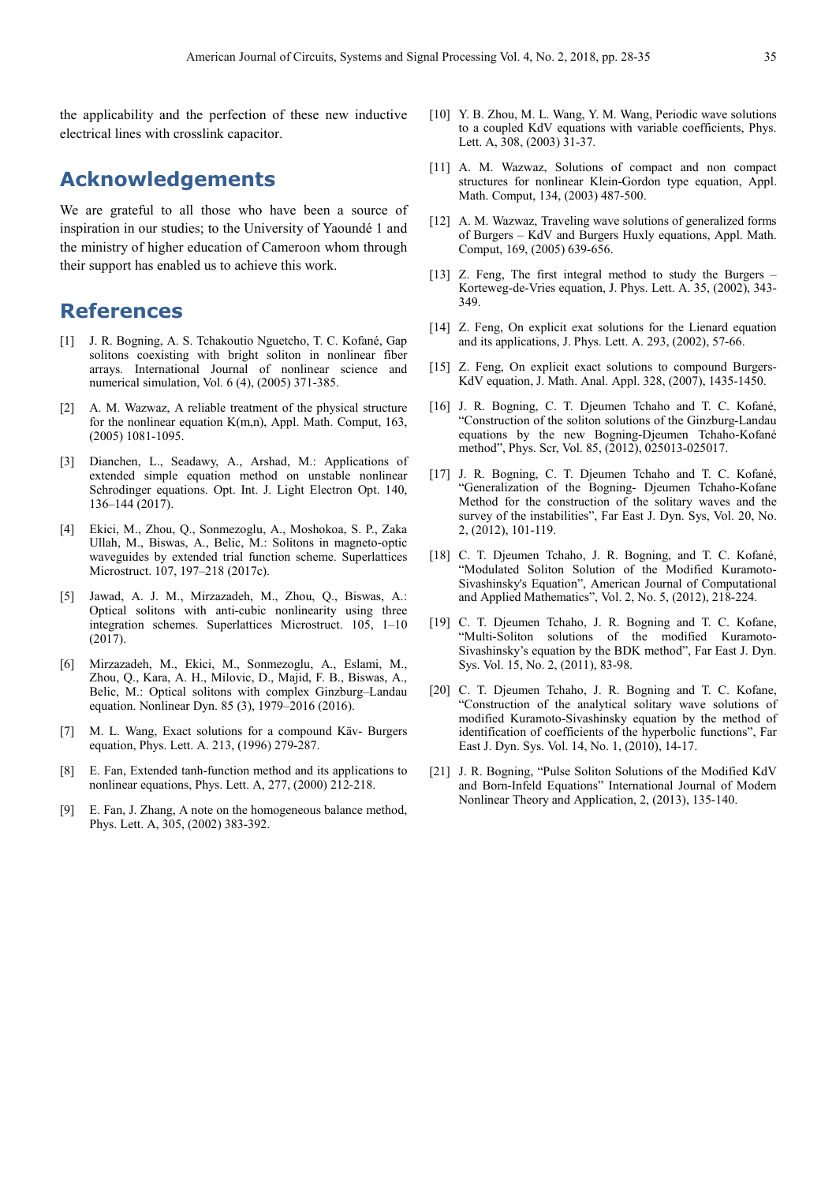the applicability and the perfection of these new inductive electrical lines with crosslink capacitor.

## Acknowledgements

We are grateful to all those who have been a source of inspiration in our studies; to the University of Yaoundé 1 and the ministry of higher education of Cameroon whom through their support has enabled us to achieve this work.

## References

[1] J. R. Bogning, A. S. Tchakoutio Nguetcho, T. C. Kofané, Gap solitons coexisting with bright soliton in nonlinear fiber arrays. International Journal of nonlinear science and numerical simulation, Vol. 6 (4), (2005) 371-385.

[2] A. M. Wazwaz, A reliable treatment of the physical structure for the nonlinear equation K(m,n), Appl. Math. Comput, 163, (2005) 1081-1095.

[3] Dianchen, L., Seadawy, A., Arshad, M.: Applications of extended simple equation method on unstable nonlinear Schrodinger equations. Opt. Int. J. Light Electron Opt. 140, 136–144 (2017).

[4] Ekici, M., Zhou, Q., Sonmezoglu, A., Moshokoa, S. P., Zaka Ullah, M., Biswas, A., Belic, M.: Solitons in magneto-optic waveguides by extended trial function scheme. Superlattices Microstruct. 107, 197–218 (2017c).

[5] Jawad, A. J. M., Mirzazadeh, M., Zhou, Q., Biswas, A.: Optical solitons with anti-cubic nonlinearity using three integration schemes. Superlattices Microstruct. 105, 1–10 (2017).

[6] Mirzazadeh, M., Ekici, M., Sonmezoglu, A., Eslami, M., Zhou, Q., Kara, A. H., Milovic, D., Majid, F. B., Biswas, A., Belic, M.: Optical solitons with complex Ginzburg–Landau equation. Nonlinear Dyn. 85 (3), 1979–2016 (2016).

[7] M. L. Wang, Exact solutions for a compound Käv- Burgers equation, Phys. Lett. A. 213, (1996) 279-287.

[8] E. Fan, Extended tanh-function method and its applications to nonlinear equations, Phys. Lett. A, 277, (2000) 212-218.

[9] E. Fan, J. Zhang, A note on the homogeneous balance method, Phys. Lett. A, 305, (2002) 383-392.

[10] Y. B. Zhou, M. L. Wang, Y. M. Wang, Periodic wave solutions to a coupled KdV equations with variable coefficients, Phys. Lett. A, 308, (2003) 31-37.

[11] A. M. Wazwaz, Solutions of compact and non compact structures for nonlinear Klein-Gordon type equation, Appl. Math. Comput, 134, (2003) 487-500.

[12] A. M. Wazwaz, Traveling wave solutions of generalized forms of Burgers – KdV and Burgers Huxly equations, Appl. Math. Comput, 169, (2005) 639-656.

[13] Z. Feng, The first integral method to study the Burgers – Korteweg-de-Vries equation, J. Phys. Lett. A. 35, (2002), 343-349.

[14] Z. Feng, On explicit exat solutions for the Lienard equation and its applications, J. Phys. Lett. A. 293, (2002), 57-66.

[15] Z. Feng, On explicit exact solutions to compound Burgers-KdV equation, J. Math. Anal. Appl. 328, (2007), 1435-1450.

[16] J. R. Bogning, C. T. Djeumen Tchaho and T. C. Kofané, "Construction of the soliton solutions of the Ginzburg-Landau equations by the new Bogning-Djeumen Tchaho-Kofané method", Phys. Scr, Vol. 85, (2012), 025013-025017.

[17] J. R. Bogning, C. T. Djeumen Tchaho and T. C. Kofané, "Generalization of the Bogning- Djeumen Tchaho-Kofane Method for the construction of the solitary waves and the survey of the instabilities", Far East J. Dyn. Sys, Vol. 20, No. 2, (2012), 101-119.

[18] C. T. Djeumen Tchaho, J. R. Bogning, and T. C. Kofané, "Modulated Soliton Solution of the Modified Kuramoto-Sivashinsky's Equation", American Journal of Computational and Applied Mathematics", Vol. 2, No. 5, (2012), 218-224.

[19] C. T. Djeumen Tchaho, J. R. Bogning and T. C. Kofane, "Multi-Soliton solutions of the modified Kuramoto-Sivashinsky's equation by the BDK method", Far East J. Dyn. Sys. Vol. 15, No. 2, (2011), 83-98.

[20] C. T. Djeumen Tchaho, J. R. Bogning and T. C. Kofane, "Construction of the analytical solitary wave solutions of modified Kuramoto-Sivashinsky equation by the method of identification of coefficients of the hyperbolic functions", Far East J. Dyn. Sys. Vol. 14, No. 1, (2010), 14-17.

[21] J. R. Bogning, "Pulse Soliton Solutions of the Modified KdV and Born-Infeld Equations" International Journal of Modern Nonlinear Theory and Application, 2, (2013), 135-140.